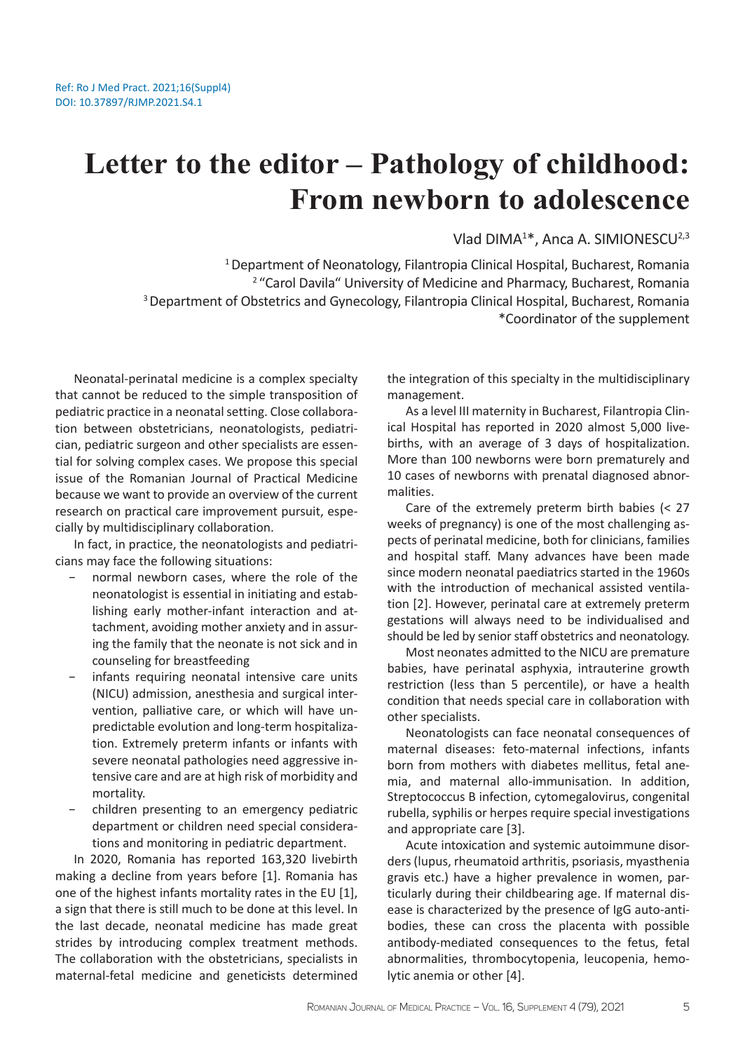Ref: Ro J Med Pract. 2021;16(Suppl4)
DOI: 10.37897/RJMP.2021.S4.1

# Letter to the editor – Pathology of childhood: From newborn to adolescence

Vlad DIMA[1]*, Anca A. SIMIONESCU[2,3]

[1] Department of Neonatology, Filantropia Clinical Hospital, Bucharest, Romania
[2] "Carol Davila" University of Medicine and Pharmacy, Bucharest, Romania
[3] Department of Obstetrics and Gynecology, Filantropia Clinical Hospital, Bucharest, Romania
*Coordinator of the supplement

Neonatal-perinatal medicine is a complex specialty that cannot be reduced to the simple transposition of pediatric practice in a neonatal setting. Close collaboration between obstetricians, neonatologists, pediatrician, pediatric surgeon and other specialists are essential for solving complex cases. We propose this special issue of the Romanian Journal of Practical Medicine because we want to provide an overview of the current research on practical care improvement pursuit, especially by multidisciplinary collaboration.

In fact, in practice, the neonatologists and pediatricians may face the following situations:

- normal newborn cases, where the role of the neonatologist is essential in initiating and establishing early mother-infant interaction and attachment, avoiding mother anxiety and in assuring the family that the neonate is not sick and in counseling for breastfeeding
- infants requiring neonatal intensive care units (NICU) admission, anesthesia and surgical intervention, palliative care, or which will have unpredictable evolution and long-term hospitalization. Extremely preterm infants or infants with severe neonatal pathologies need aggressive intensive care and are at high risk of morbidity and mortality.
- children presenting to an emergency pediatric department or children need special considerations and monitoring in pediatric department.

In 2020, Romania has reported 163,320 livebirth making a decline from years before [1]. Romania has one of the highest infants mortality rates in the EU [1], a sign that there is still much to be done at this level. In the last decade, neonatal medicine has made great strides by introducing complex treatment methods. The collaboration with the obstetricians, specialists in maternal-fetal medicine and geneticists determined the integration of this specialty in the multidisciplinary management.

As a level III maternity in Bucharest, Filantropia Clinical Hospital has reported in 2020 almost 5,000 livebirths, with an average of 3 days of hospitalization. More than 100 newborns were born prematurely and 10 cases of newborns with prenatal diagnosed abnormalities.

Care of the extremely preterm birth babies (< 27 weeks of pregnancy) is one of the most challenging aspects of perinatal medicine, both for clinicians, families and hospital staff. Many advances have been made since modern neonatal paediatrics started in the 1960s with the introduction of mechanical assisted ventilation [2]. However, perinatal care at extremely preterm gestations will always need to be individualised and should be led by senior staff obstetrics and neonatology.

Most neonates admitted to the NICU are premature babies, have perinatal asphyxia, intrauterine growth restriction (less than 5 percentile), or have a health condition that needs special care in collaboration with other specialists.

Neonatologists can face neonatal consequences of maternal diseases: feto-maternal infections, infants born from mothers with diabetes mellitus, fetal anemia, and maternal allo-immunisation. In addition, Streptococcus B infection, cytomegalovirus, congenital rubella, syphilis or herpes require special investigations and appropriate care [3].

Acute intoxication and systemic autoimmune disorders (lupus, rheumatoid arthritis, psoriasis, myasthenia gravis etc.) have a higher prevalence in women, particularly during their childbearing age. If maternal disease is characterized by the presence of IgG auto-antibodies, these can cross the placenta with possible antibody-mediated consequences to the fetus, fetal abnormalities, thrombocytopenia, leucopenia, hemolytic anemia or other [4].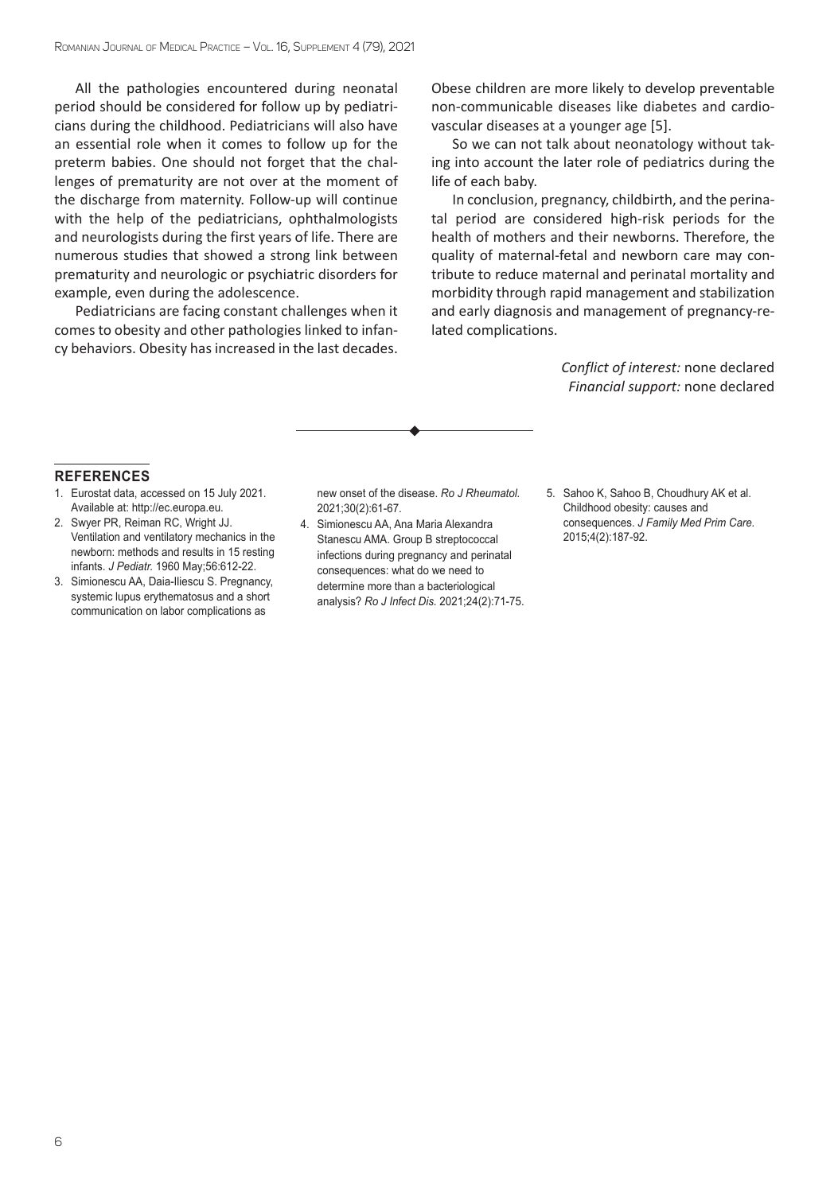All the pathologies encountered during neonatal period should be considered for follow up by pediatricians during the childhood. Pediatricians will also have an essential role when it comes to follow up for the preterm babies. One should not forget that the challenges of prematurity are not over at the moment of the discharge from maternity. Follow-up will continue with the help of the pediatricians, ophthalmologists and neurologists during the first years of life. There are numerous studies that showed a strong link between prematurity and neurologic or psychiatric disorders for example, even during the adolescence.

Pediatricians are facing constant challenges when it comes to obesity and other pathologies linked to infancy behaviors. Obesity has increased in the last decades. Obese children are more likely to develop preventable non-communicable diseases like diabetes and cardiovascular diseases at a younger age [5].

So we can not talk about neonatology without taking into account the later role of pediatrics during the life of each baby.

In conclusion, pregnancy, childbirth, and the perinatal period are considered high-risk periods for the health of mothers and their newborns. Therefore, the quality of maternal-fetal and newborn care may contribute to reduce maternal and perinatal mortality and morbidity through rapid management and stabilization and early diagnosis and management of pregnancy-related complications.

*Conflict of interest:* none declared
*Financial support:* none declared

## REFERENCES

1. Eurostat data, accessed on 15 July 2021. Available at: http://ec.europa.eu.
2. Swyer PR, Reiman RC, Wright JJ. Ventilation and ventilatory mechanics in the newborn: methods and results in 15 resting infants. *J Pediatr.* 1960 May;56:612-22.
3. Simionescu AA, Daia-Iliescu S. Pregnancy, systemic lupus erythematosus and a short communication on labor complications as new onset of the disease. *Ro J Rheumatol.* 2021;30(2):61-67.
4. Simionescu AA, Ana Maria Alexandra Stanescu AMA. Group B streptococcal infections during pregnancy and perinatal consequences: what do we need to determine more than a bacteriological analysis? *Ro J Infect Dis.* 2021;24(2):71-75.
5. Sahoo K, Sahoo B, Choudhury AK et al. Childhood obesity: causes and consequences. *J Family Med Prim Care.* 2015;4(2):187-92.